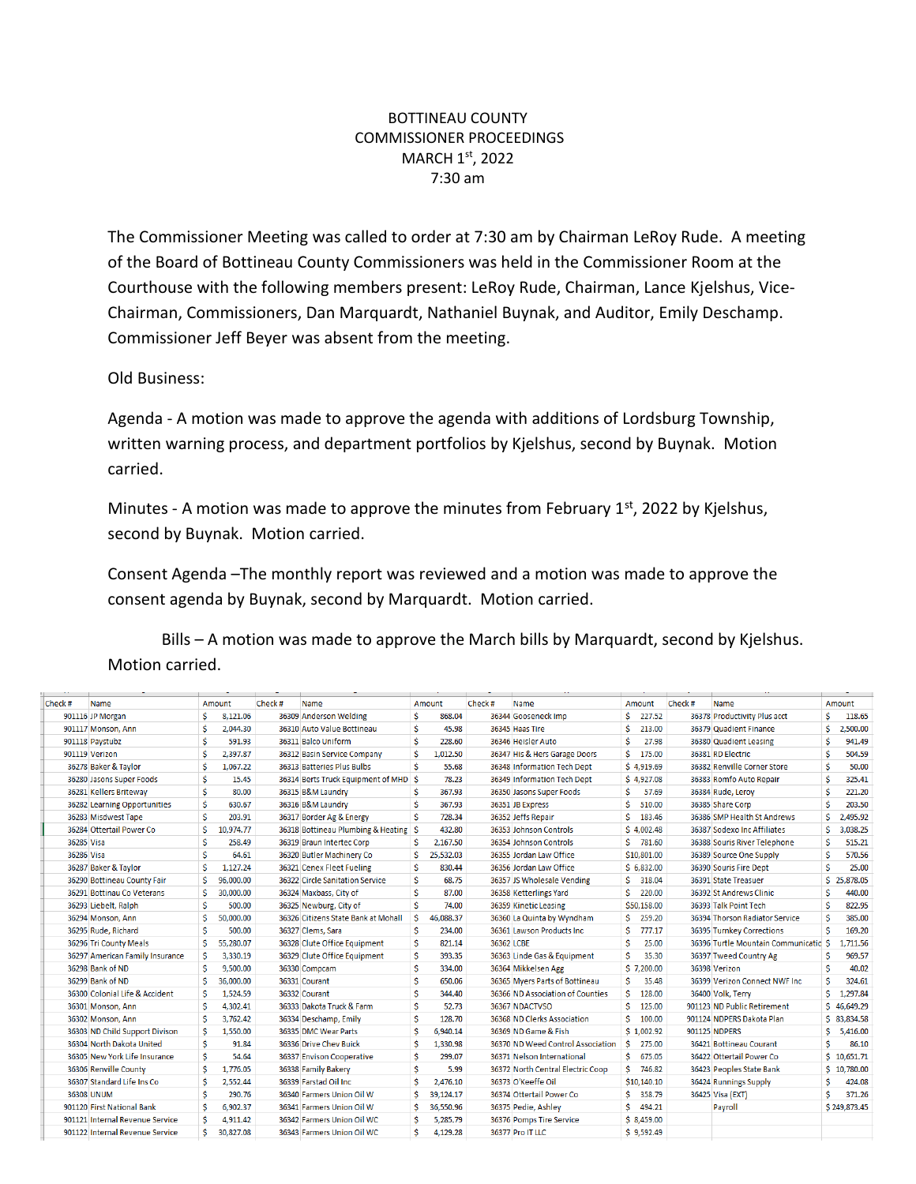BOTTINEAU COUNTY
COMMISSIONER PROCEEDINGS
MARCH 1st, 2022
7:30 am

The Commissioner Meeting was called to order at 7:30 am by Chairman LeRoy Rude. A meeting of the Board of Bottineau County Commissioners was held in the Commissioner Room at the Courthouse with the following members present: LeRoy Rude, Chairman, Lance Kjelshus, Vice-Chairman, Commissioners, Dan Marquardt, Nathaniel Buynak, and Auditor, Emily Deschamp. Commissioner Jeff Beyer was absent from the meeting.

Old Business:

Agenda - A motion was made to approve the agenda with additions of Lordsburg Township, written warning process, and department portfolios by Kjelshus, second by Buynak. Motion carried.

Minutes - A motion was made to approve the minutes from February 1st, 2022 by Kjelshus, second by Buynak. Motion carried.

Consent Agenda –The monthly report was reviewed and a motion was made to approve the consent agenda by Buynak, second by Marquardt. Motion carried.

Bills – A motion was made to approve the March bills by Marquardt, second by Kjelshus. Motion carried.

| Check # | Name | Amount | Check # | Name | Amount | Check # | Name | Amount | Check # | Name | Amount |
|---|---|---|---|---|---|---|---|---|---|---|---|
| 901116 | JP Morgan | $ 8,121.06 | 36309 | Anderson Welding | $ 868.04 | 36344 | Gooseneck Imp | $ 227.52 | 36378 | Productivity Plus acct | $ 118.65 |
| 901117 | Monson, Ann | $ 2,044.30 | 36310 | Auto Value Bottineau | $ 45.98 | 36345 | Haas Tire | $ 213.00 | 36379 | Quadient Finance | $ 2,500.00 |
| 901118 | Paystubz | $ 591.93 | 36311 | Balco Uniform | $ 228.60 | 36346 | Heisler Auto | $ 27.98 | 36380 | Quadient Leasing | $ 941.49 |
| 901119 | Verizon | $ 2,397.87 | 36312 | Basin Service Company | $ 1,012.50 | 36347 | His & Hers Garage Doors | $ 175.00 | 36381 | RD Electric | $ 504.59 |
| 36278 | Baker & Taylor | $ 1,067.22 | 36313 | Batteries Plus Bulbs | $ 55.68 | 36348 | Information Tech Dept | $ 4,919.69 | 36382 | Renville Corner Store | $ 50.00 |
| 36280 | Jasons Super Foods | $ 15.45 | 36314 | Berts Truck Equipment of MHD | $ 78.23 | 36349 | Information Tech Dept | $ 4,927.08 | 36383 | Romfo Auto Repair | $ 325.41 |
| 36281 | Kellers Briteway | $ 80.00 | 36315 | B&M Laundry | $ 367.93 | 36350 | Jasons Super Foods | $ 57.69 | 36384 | Rude, Leroy | $ 221.20 |
| 36282 | Learning Opportunities | $ 630.67 | 36316 | B&M Laundry | $ 367.93 | 36351 | JB Express | $ 510.00 | 36385 | Share Corp | $ 203.50 |
| 36283 | Misdwest Tape | $ 203.91 | 36317 | Border Ag & Energy | $ 728.34 | 36352 | Jeffs Repair | $ 183.46 | 36386 | SMP Health St Andrews | $ 2,495.92 |
| 36284 | Ottertail Power Co | $ 10,974.77 | 36318 | Bottineau Plumbing & Heating | $ 432.80 | 36353 | Johnson Controls | $ 4,002.48 | 36387 | Sodexo Inc Affiliates | $ 3,038.25 |
| 36285 | Visa | $ 258.49 | 36319 | Braun Intertec Corp | $ 2,167.50 | 36354 | Johnson Controls | $ 781.60 | 36388 | Souris River Telephone | $ 515.21 |
| 36286 | Visa | $ 64.61 | 36320 | Butler Machinery Co | $ 25,532.03 | 36355 | Jordan Law Office | $10,801.00 | 36389 | Source One Supply | $ 570.56 |
| 36287 | Baker & Taylor | $ 1,127.24 | 36321 | Cenex Fleet Fueling | $ 830.44 | 36356 | Jordan Law Office | $ 6,832.00 | 36390 | Souris Fire Dept | $ 25.00 |
| 36290 | Bottineau County Fair | $ 96,000.00 | 36322 | Circle Sanitation Service | $ 68.75 | 36357 | JS Wholesale Vending | $ 318.04 | 36391 | State Treasuer | $ 25,878.05 |
| 36291 | Bottinau Co Veterans | $ 30,000.00 | 36324 | Maxbass, City of | $ 87.00 | 36358 | Ketterlings Yard | $ 220.00 | 36392 | St Andrews Clinic | $ 440.00 |
| 36293 | Liebelt, Ralph | $ 500.00 | 36325 | Newburg, City of | $ 74.00 | 36359 | Kinetic Leasing | $50,158.00 | 36393 | Talk Point Tech | $ 822.95 |
| 36294 | Monson, Ann | $ 50,000.00 | 36326 | Citizens State Bank at Mohall | $ 46,088.37 | 36360 | La Quinta by Wyndham | $ 259.20 | 36394 | Thorson Radiator Service | $ 385.00 |
| 36295 | Rude, Richard | $ 500.00 | 36327 | Clems, Sara | $ 234.00 | 36361 | Lawson Products Inc | $ 777.17 | 36395 | Turnkey Corrections | $ 169.20 |
| 36296 | Tri County Meals | $ 55,280.07 | 36328 | Clute Office Equipment | $ 821.14 | 36362 | LCBE | $ 25.00 | 36396 | Turtle Mountain Communicatic | $ 1,711.56 |
| 36297 | American Family Insurance | $ 3,330.19 | 36329 | Clute Office Equipment | $ 393.35 | 36363 | Linde Gas & Equipment | $ 35.30 | 36397 | Tweed Country Ag | $ 969.57 |
| 36298 | Bank of ND | $ 9,500.00 | 36330 | Compcam | $ 334.00 | 36364 | Mikkelsen Agg | $ 7,200.00 | 36398 | Verizon | $ 40.02 |
| 36299 | Bank of ND | $ 36,000.00 | 36331 | Courant | $ 650.06 | 36365 | Myers Parts of Bottineau | $ 35.48 | 36399 | Verizon Connect NWF Inc | $ 324.61 |
| 36300 | Colonial Life & Accident | $ 1,524.59 | 36332 | Courant | $ 344.40 | 36366 | ND Association of Counties | $ 128.00 | 36400 | Volk, Terry | $ 1,297.84 |
| 36301 | Monson, Ann | $ 4,302.41 | 36333 | Dakota Truck & Farm | $ 52.73 | 36367 | NDACTVSO | $ 125.00 | 901123 | ND Public Retirement | $ 46,649.29 |
| 36302 | Monson, Ann | $ 3,762.42 | 36334 | Deschamp, Emily | $ 128.70 | 36368 | ND Clerks Association | $ 100.00 | 901124 | NDPERS Dakota Plan | $ 83,834.58 |
| 36303 | ND Child Support Divison | $ 1,550.00 | 36335 | DMC Wear Parts | $ 6,940.14 | 36369 | ND Game & Fish | $ 1,002.92 | 901125 | NDPERS | $ 5,416.00 |
| 36304 | North Dakota United | $ 91.84 | 36336 | Drive Chev Buick | $ 1,330.98 | 36370 | ND Weed Control Association | $ 275.00 | 36421 | Bottineau Courant | $ 86.10 |
| 36305 | New York Life Insurance | $ 54.64 | 36337 | Envison Cooperative | $ 299.07 | 36371 | Nelson International | $ 675.05 | 36422 | Ottertail Power Co | $ 10,651.71 |
| 36306 | Renville County | $ 1,776.05 | 36338 | Family Bakery | $ 5.99 | 36372 | North Central Electric Coop | $ 746.82 | 36423 | Peoples State Bank | $ 10,780.00 |
| 36307 | Standard Life Ins Co | $ 2,552.44 | 36339 | Farstad Oil Inc | $ 2,476.10 | 36373 | O'Keeffe Oil | $10,140.10 | 36424 | Runnings Supply | $ 424.08 |
| 36308 | UNUM | $ 290.76 | 36340 | Farmers Union Oil W | $ 39,124.17 | 36374 | Ottertail Power Co | $ 358.79 | 36425 | Visa (EXT) | $ 371.26 |
| 901120 | First National Bank | $ 6,902.37 | 36341 | Farmers Union Oil W | $ 36,550.96 | 36375 | Pedie, Ashley | $ 494.21 | | Payroll | $ 249,873.45 |
| 901121 | Internal Revenue Service | $ 4,911.42 | 36342 | Farmers Union Oil WC | $ 5,285.79 | 36376 | Pomps Tire Service | $ 8,459.00 | | | |
| 901122 | Internal Revenue Service | $ 30,827.08 | 36343 | Farmers Union Oil WC | $ 4,129.28 | 36377 | Pro IT LLC | $ 9,592.49 | | | |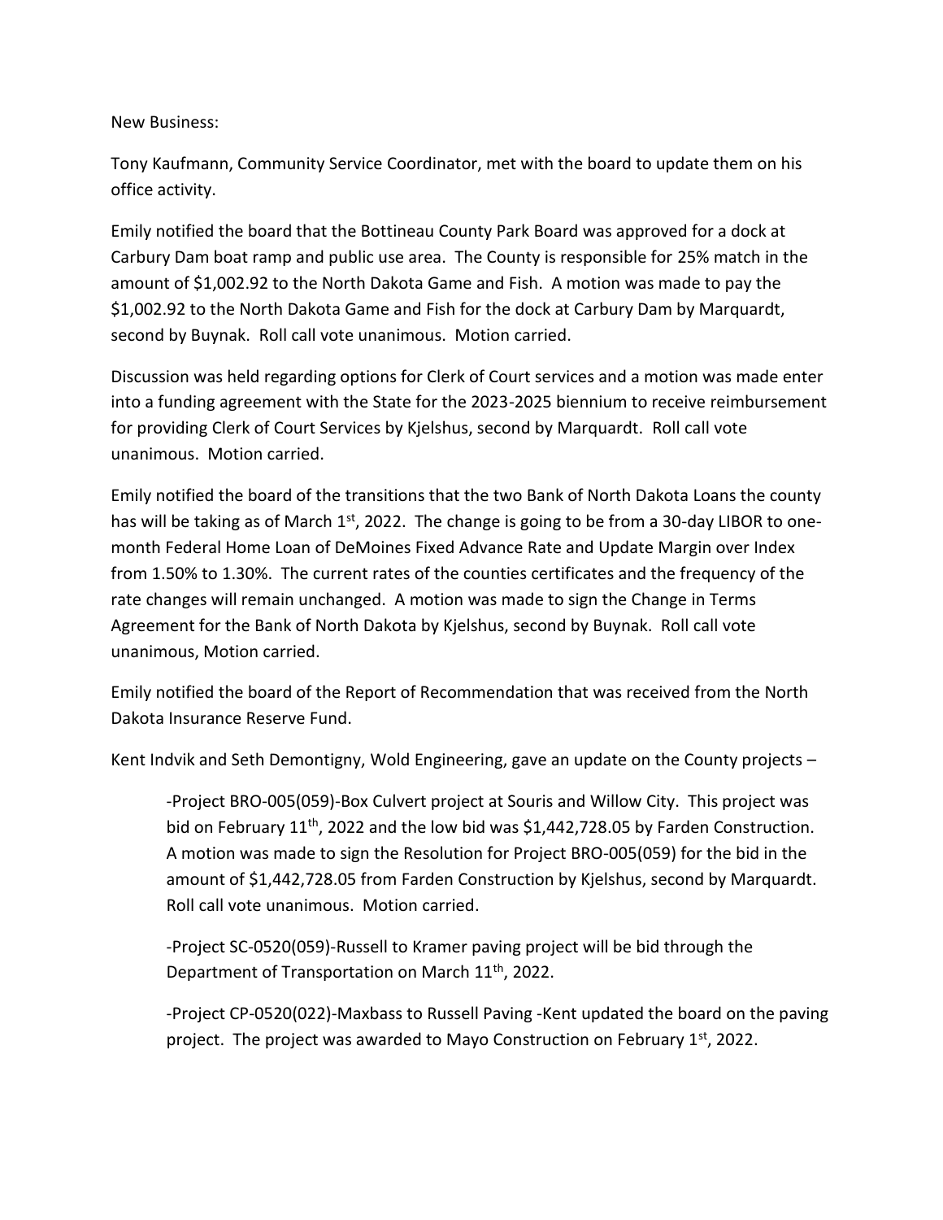New Business:

Tony Kaufmann, Community Service Coordinator, met with the board to update them on his office activity.

Emily notified the board that the Bottineau County Park Board was approved for a dock at Carbury Dam boat ramp and public use area. The County is responsible for 25% match in the amount of $1,002.92 to the North Dakota Game and Fish. A motion was made to pay the $1,002.92 to the North Dakota Game and Fish for the dock at Carbury Dam by Marquardt, second by Buynak. Roll call vote unanimous. Motion carried.

Discussion was held regarding options for Clerk of Court services and a motion was made enter into a funding agreement with the State for the 2023-2025 biennium to receive reimbursement for providing Clerk of Court Services by Kjelshus, second by Marquardt. Roll call vote unanimous. Motion carried.

Emily notified the board of the transitions that the two Bank of North Dakota Loans the county has will be taking as of March 1st, 2022. The change is going to be from a 30-day LIBOR to one-month Federal Home Loan of DeMoines Fixed Advance Rate and Update Margin over Index from 1.50% to 1.30%. The current rates of the counties certificates and the frequency of the rate changes will remain unchanged. A motion was made to sign the Change in Terms Agreement for the Bank of North Dakota by Kjelshus, second by Buynak. Roll call vote unanimous, Motion carried.

Emily notified the board of the Report of Recommendation that was received from the North Dakota Insurance Reserve Fund.

Kent Indvik and Seth Demontigny, Wold Engineering, gave an update on the County projects –

-Project BRO-005(059)-Box Culvert project at Souris and Willow City. This project was bid on February 11th, 2022 and the low bid was $1,442,728.05 by Farden Construction. A motion was made to sign the Resolution for Project BRO-005(059) for the bid in the amount of $1,442,728.05 from Farden Construction by Kjelshus, second by Marquardt. Roll call vote unanimous. Motion carried.

-Project SC-0520(059)-Russell to Kramer paving project will be bid through the Department of Transportation on March 11th, 2022.

-Project CP-0520(022)-Maxbass to Russell Paving -Kent updated the board on the paving project. The project was awarded to Mayo Construction on February 1st, 2022.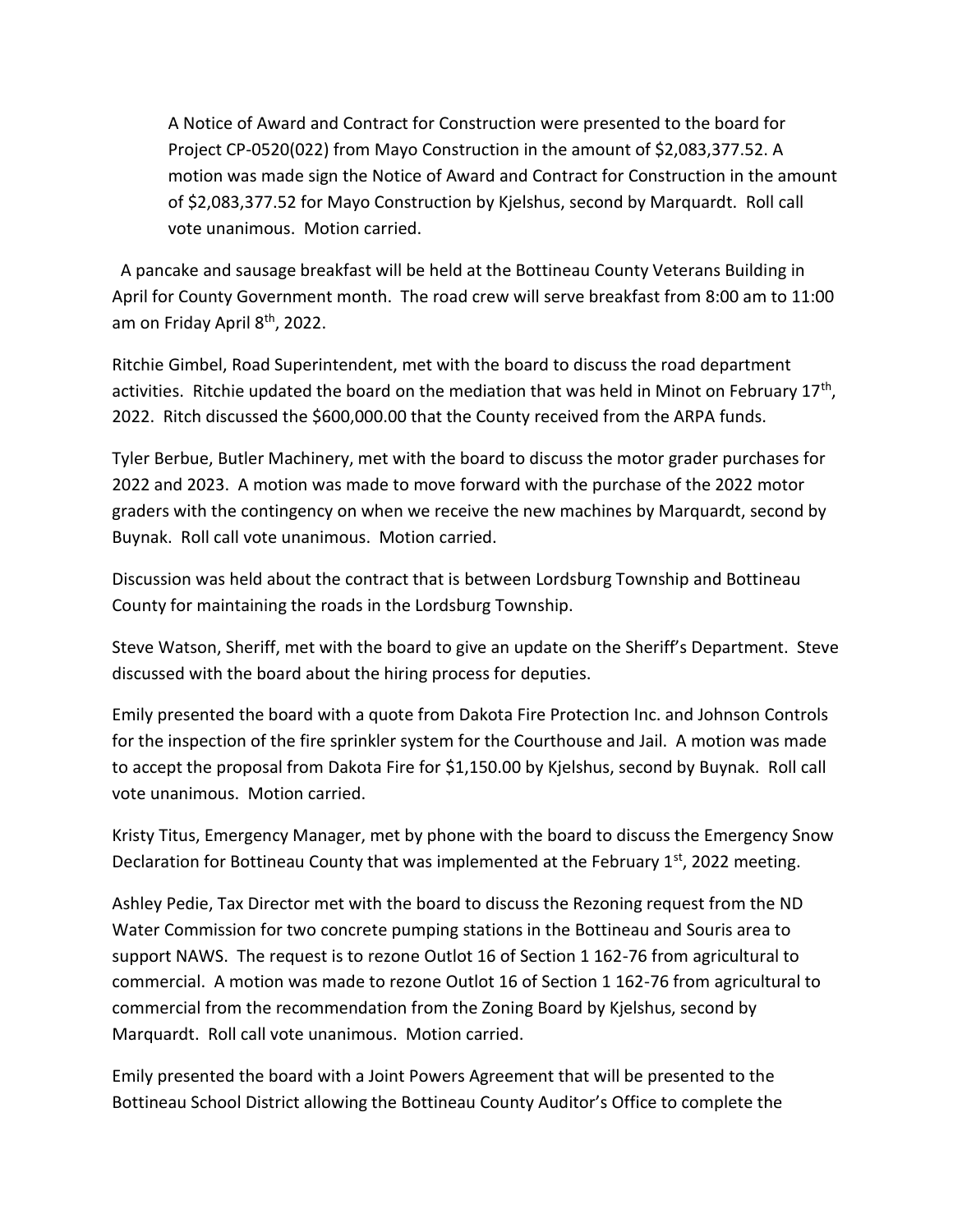A Notice of Award and Contract for Construction were presented to the board for Project CP-0520(022) from Mayo Construction in the amount of $2,083,377.52. A motion was made sign the Notice of Award and Contract for Construction in the amount of $2,083,377.52 for Mayo Construction by Kjelshus, second by Marquardt. Roll call vote unanimous. Motion carried.

A pancake and sausage breakfast will be held at the Bottineau County Veterans Building in April for County Government month. The road crew will serve breakfast from 8:00 am to 11:00 am on Friday April 8th, 2022.

Ritchie Gimbel, Road Superintendent, met with the board to discuss the road department activities. Ritchie updated the board on the mediation that was held in Minot on February 17th, 2022. Ritch discussed the $600,000.00 that the County received from the ARPA funds.

Tyler Berbue, Butler Machinery, met with the board to discuss the motor grader purchases for 2022 and 2023. A motion was made to move forward with the purchase of the 2022 motor graders with the contingency on when we receive the new machines by Marquardt, second by Buynak. Roll call vote unanimous. Motion carried.

Discussion was held about the contract that is between Lordsburg Township and Bottineau County for maintaining the roads in the Lordsburg Township.

Steve Watson, Sheriff, met with the board to give an update on the Sheriff's Department. Steve discussed with the board about the hiring process for deputies.

Emily presented the board with a quote from Dakota Fire Protection Inc. and Johnson Controls for the inspection of the fire sprinkler system for the Courthouse and Jail. A motion was made to accept the proposal from Dakota Fire for $1,150.00 by Kjelshus, second by Buynak. Roll call vote unanimous. Motion carried.

Kristy Titus, Emergency Manager, met by phone with the board to discuss the Emergency Snow Declaration for Bottineau County that was implemented at the February 1st, 2022 meeting.

Ashley Pedie, Tax Director met with the board to discuss the Rezoning request from the ND Water Commission for two concrete pumping stations in the Bottineau and Souris area to support NAWS. The request is to rezone Outlot 16 of Section 1 162-76 from agricultural to commercial. A motion was made to rezone Outlot 16 of Section 1 162-76 from agricultural to commercial from the recommendation from the Zoning Board by Kjelshus, second by Marquardt. Roll call vote unanimous. Motion carried.

Emily presented the board with a Joint Powers Agreement that will be presented to the Bottineau School District allowing the Bottineau County Auditor's Office to complete the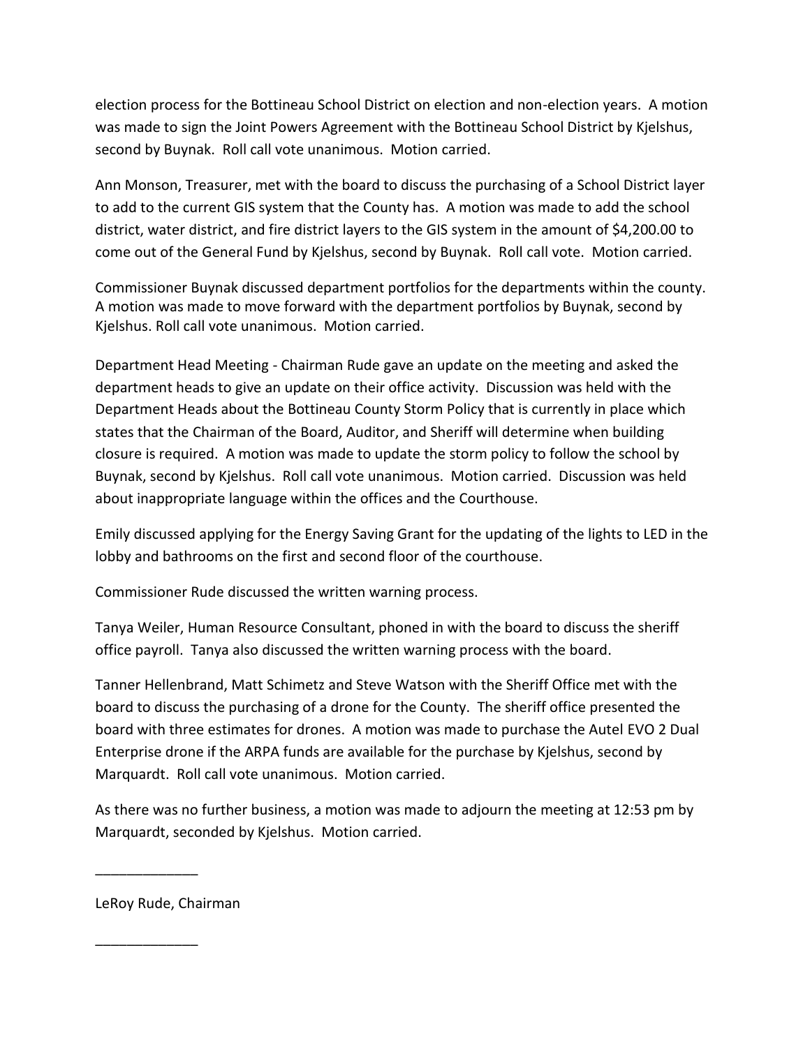election process for the Bottineau School District on election and non-election years. A motion was made to sign the Joint Powers Agreement with the Bottineau School District by Kjelshus, second by Buynak. Roll call vote unanimous. Motion carried.

Ann Monson, Treasurer, met with the board to discuss the purchasing of a School District layer to add to the current GIS system that the County has. A motion was made to add the school district, water district, and fire district layers to the GIS system in the amount of $4,200.00 to come out of the General Fund by Kjelshus, second by Buynak. Roll call vote. Motion carried.

Commissioner Buynak discussed department portfolios for the departments within the county. A motion was made to move forward with the department portfolios by Buynak, second by Kjelshus. Roll call vote unanimous. Motion carried.

Department Head Meeting - Chairman Rude gave an update on the meeting and asked the department heads to give an update on their office activity. Discussion was held with the Department Heads about the Bottineau County Storm Policy that is currently in place which states that the Chairman of the Board, Auditor, and Sheriff will determine when building closure is required. A motion was made to update the storm policy to follow the school by Buynak, second by Kjelshus. Roll call vote unanimous. Motion carried. Discussion was held about inappropriate language within the offices and the Courthouse.

Emily discussed applying for the Energy Saving Grant for the updating of the lights to LED in the lobby and bathrooms on the first and second floor of the courthouse.

Commissioner Rude discussed the written warning process.

Tanya Weiler, Human Resource Consultant, phoned in with the board to discuss the sheriff office payroll. Tanya also discussed the written warning process with the board.

Tanner Hellenbrand, Matt Schimetz and Steve Watson with the Sheriff Office met with the board to discuss the purchasing of a drone for the County. The sheriff office presented the board with three estimates for drones. A motion was made to purchase the Autel EVO 2 Dual Enterprise drone if the ARPA funds are available for the purchase by Kjelshus, second by Marquardt. Roll call vote unanimous. Motion carried.

As there was no further business, a motion was made to adjourn the meeting at 12:53 pm by Marquardt, seconded by Kjelshus. Motion carried.

_____________

LeRoy Rude, Chairman

_____________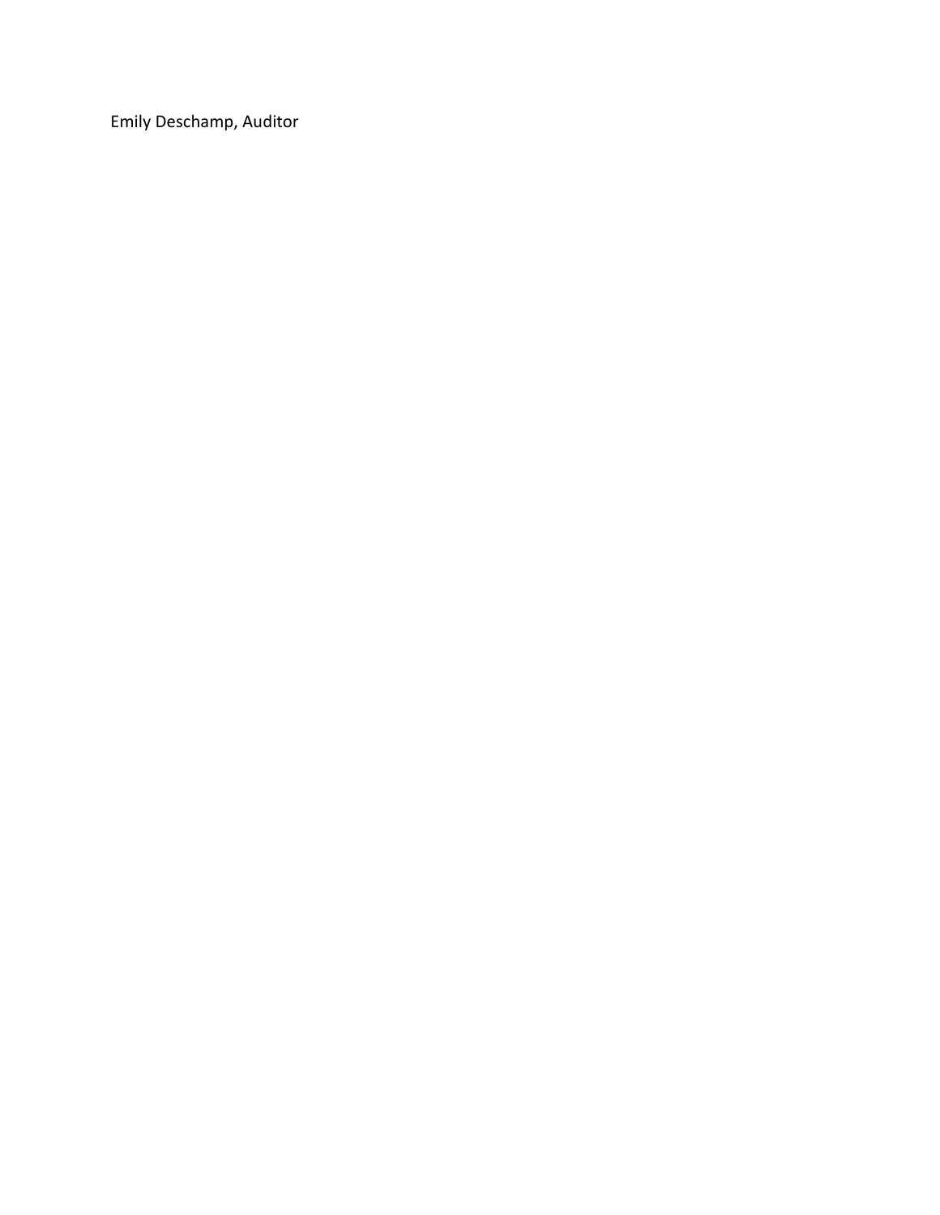Emily Deschamp, Auditor